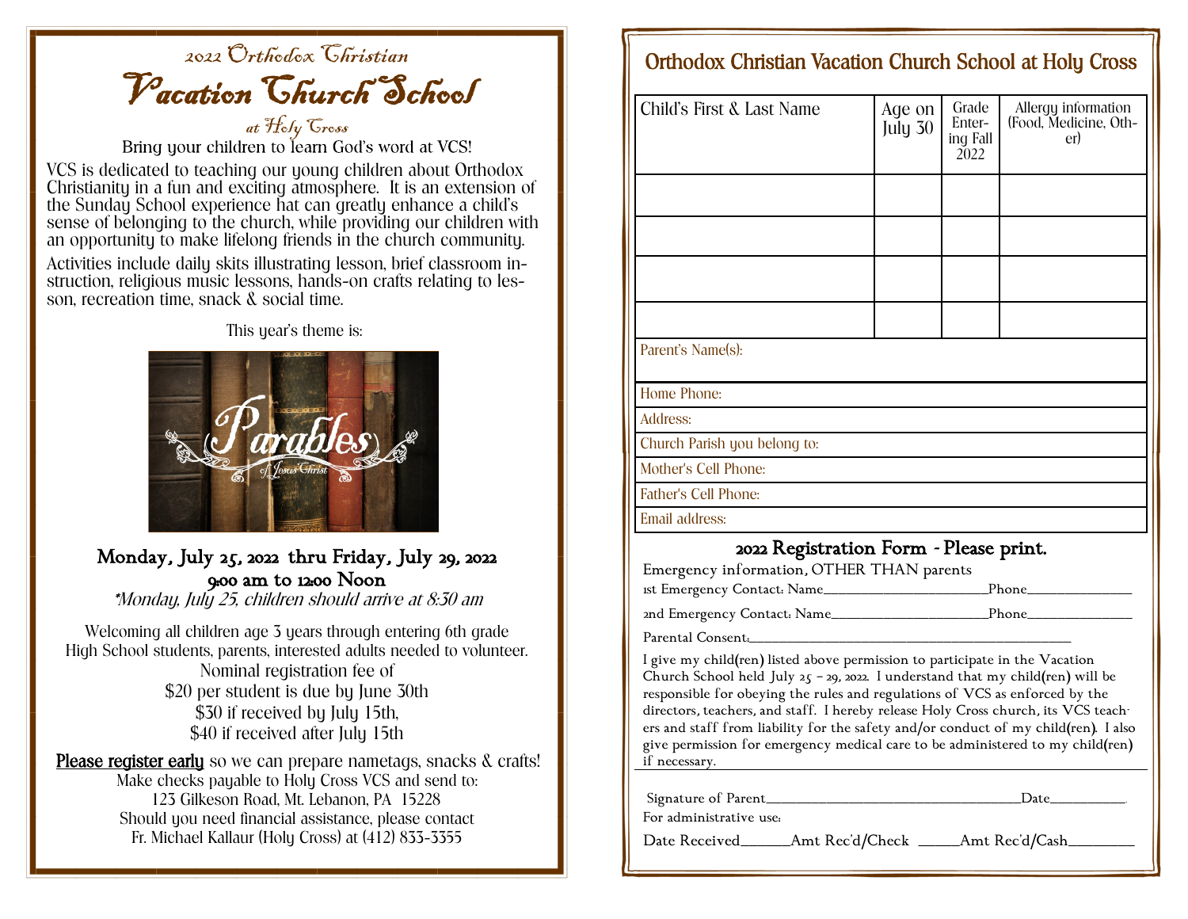# 2022 Orthodox Christian

# Vacation Church School

### at Holy Cross

Bring your children to learn God's word at VCS!

VCS is dedicated to teaching our young children about Orthodox Christianity in a fun and exciting atmosphere. It is an extension of the Sunday School experience hat can greatly enhance a child's sense of belonging to the church, while providing our children with an opportunity to make lifelong friends in the church community.

Activities include daily skits illustrating lesson, brief classroom instruction, religious music lessons, hands-on crafts relating to lesson, recreation time, snack & social time.

This year's theme is:

Parables of Jesus Christ

**Monday, July 25, 2022 thru Friday, July 29, 2022**
**9:00 am to 12:00 Noon**

*\*Monday, July 25, children should arrive at 8:30 am*

Welcoming all children age 3 years through entering 6th grade
High School students, parents, interested adults needed to volunteer.

Nominal registration fee of
$20 per student is due by June 30th
$30 if received by July 15th,
$40 if received after July 15th

<u>Please register early</u> so we can prepare nametags, snacks & crafts!

Make checks payable to Holy Cross VCS and send to:
123 Gilkeson Road, Mt. Lebanon, PA 15228

Should you need financial assistance, please contact
Fr. Michael Kallaur (Holy Cross) at (412) 833-3355

## Orthodox Christian Vacation Church School at Holy Cross

| Child's First & Last Name | Age on July 30 | Grade Entering Fall 2022 | Allergy information (Food, Medicine, Other) |
|---|---|---|---|
| | | | |
| | | | |
| | | | |
| | | | |

Parent's Name(s):

Home Phone:

Address:

Church Parish you belong to:

Mother's Cell Phone:

Father's Cell Phone:

Email address:

### 2022 Registration Form - Please print.

Emergency information, OTHER THAN parents

1st Emergency Contact: Name________________________Phone_______________

2nd Emergency Contact: Name________________________Phone_______________

Parental Consent:_______________________________________________

I give my child(ren) listed above permission to participate in the Vacation Church School held July 25 – 29, 2022. I understand that my child(ren) will be responsible for obeying the rules and regulations of VCS as enforced by the directors, teachers, and staff. I hereby release Holy Cross church, its VCS teachers and staff from liability for the safety and/or conduct of my child(ren). I also give permission for emergency medical care to be administered to my child(ren) if necessary.

Signature of Parent_____________________________________Date___________

For administrative use:

Date Received_______Amt Rec'd/Check ______Amt Rec'd/Cash_________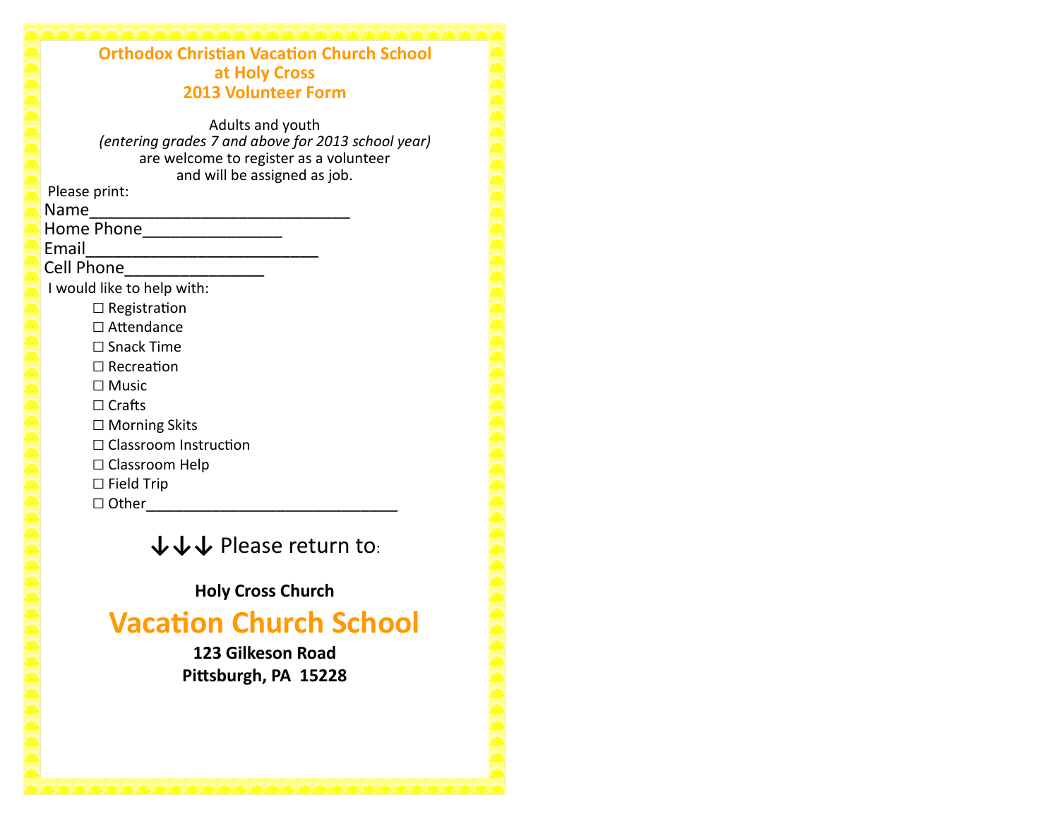## Orthodox Christian Vacation Church School
## at Holy Cross
## 2013 Volunteer Form

Adults and youth
*(entering grades 7 and above for 2013 school year)*
are welcome to register as a volunteer
and will be assigned as job.

Please print:

Name_____________________________

Home Phone________________

Email__________________________

Cell Phone________________

I would like to help with:

- ☐ Registration
- ☐ Attendance
- ☐ Snack Time
- ☐ Recreation
- ☐ Music
- ☐ Crafts
- ☐ Morning Skits
- ☐ Classroom Instruction
- ☐ Classroom Help
- ☐ Field Trip
- ☐ Other______________________________

↓↓↓ Please return to:

**Holy Cross Church**

# Vacation Church School

**123 Gilkeson Road**
**Pittsburgh, PA 15228**